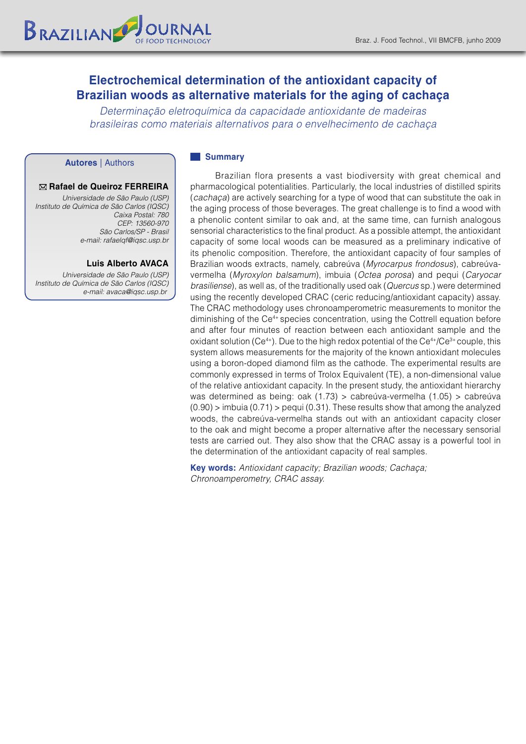# Electrochemical determination of the antioxidant capacity of Brazilian woods as alternative materials for the aging of cachaça

*Determinação eletroquímica da capacidade antioxidante de madeiras brasileiras como materiais alternativos para o envelhecimento de cachaça*

**Autores** | Authors

✉ **Rafael de Queiroz FERREIRA**

*Universidade de São Paulo (USP)*
*Instituto de Química de São Carlos (IQSC)*
*Caixa Postal: 780*
*CEP: 13560-970*
*São Carlos/SP - Brasil*
*e-mail: rafaelqf@iqsc.usp.br*

**Luis Alberto AVACA**

*Universidade de São Paulo (USP)*
*Instituto de Química de São Carlos (IQSC)*
*e-mail: avaca@iqsc.usp.br*

## Summary

Brazilian flora presents a vast biodiversity with great chemical and pharmacological potentialities. Particularly, the local industries of distilled spirits (*cachaça*) are actively searching for a type of wood that can substitute the oak in the aging process of those beverages. The great challenge is to find a wood with a phenolic content similar to oak and, at the same time, can furnish analogous sensorial characteristics to the final product. As a possible attempt, the antioxidant capacity of some local woods can be measured as a preliminary indicative of its phenolic composition. Therefore, the antioxidant capacity of four samples of Brazilian woods extracts, namely, cabreúva (*Myrocarpus frondosus*), cabreúva-vermelha (*Myroxylon balsamum*), imbuia (*Octea porosa*) and pequi (*Caryocar brasiliense*), as well as, of the traditionally used oak (*Quercus* sp.) were determined using the recently developed CRAC (ceric reducing/antioxidant capacity) assay. The CRAC methodology uses chronoamperometric measurements to monitor the diminishing of the $Ce^{4+}$ species concentration, using the Cottrell equation before and after four minutes of reaction between each antioxidant sample and the oxidant solution ($Ce^{4+}$). Due to the high redox potential of the $Ce^{4+}/Ce^{3+}$ couple, this system allows measurements for the majority of the known antioxidant molecules using a boron-doped diamond film as the cathode. The experimental results are commonly expressed in terms of Trolox Equivalent (TE), a non-dimensional value of the relative antioxidant capacity. In the present study, the antioxidant hierarchy was determined as being: oak (1.73) > cabreúva-vermelha (1.05) > cabreúva (0.90) > imbuia (0.71) > pequi (0.31). These results show that among the analyzed woods, the cabreúva-vermelha stands out with an antioxidant capacity closer to the oak and might become a proper alternative after the necessary sensorial tests are carried out. They also show that the CRAC assay is a powerful tool in the determination of the antioxidant capacity of real samples.

**Key words:** *Antioxidant capacity; Brazilian woods; Cachaça; Chronoamperometry, CRAC assay.*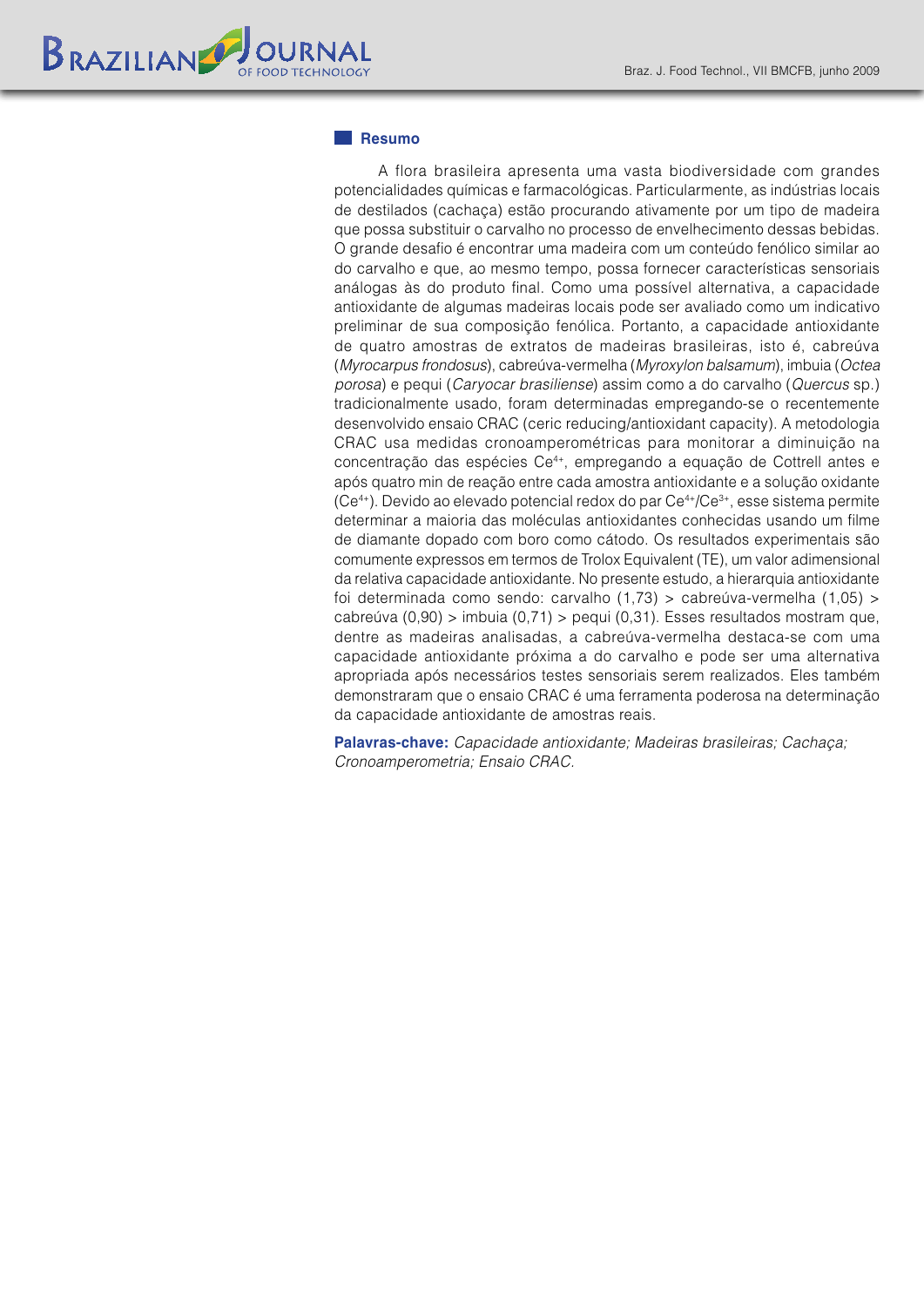## Resumo

A flora brasileira apresenta uma vasta biodiversidade com grandes potencialidades químicas e farmacológicas. Particularmente, as indústrias locais de destilados (cachaça) estão procurando ativamente por um tipo de madeira que possa substituir o carvalho no processo de envelhecimento dessas bebidas. O grande desafio é encontrar uma madeira com um conteúdo fenólico similar ao do carvalho e que, ao mesmo tempo, possa fornecer características sensoriais análogas às do produto final. Como uma possível alternativa, a capacidade antioxidante de algumas madeiras locais pode ser avaliado como um indicativo preliminar de sua composição fenólica. Portanto, a capacidade antioxidante de quatro amostras de extratos de madeiras brasileiras, isto é, cabreúva (*Myrocarpus frondosus*), cabreúva-vermelha (*Myroxylon balsamum*), imbuia (*Octea porosa*) e pequi (*Caryocar brasiliense*) assim como a do carvalho (*Quercus* sp.) tradicionalmente usado, foram determinadas empregando-se o recentemente desenvolvido ensaio CRAC (ceric reducing/antioxidant capacity). A metodologia CRAC usa medidas cronoamperométricas para monitorar a diminuição na concentração das espécies $Ce^{4+}$, empregando a equação de Cottrell antes e após quatro min de reação entre cada amostra antioxidante e a solução oxidante ($Ce^{4+}$). Devido ao elevado potencial redox do par $Ce^{4+}/Ce^{3+}$, esse sistema permite determinar a maioria das moléculas antioxidantes conhecidas usando um filme de diamante dopado com boro como cátodo. Os resultados experimentais são comumente expressos em termos de Trolox Equivalent (TE), um valor adimensional da relativa capacidade antioxidante. No presente estudo, a hierarquia antioxidante foi determinada como sendo: carvalho (1,73) > cabreúva-vermelha (1,05) > cabreúva (0,90) > imbuia (0,71) > pequi (0,31). Esses resultados mostram que, dentre as madeiras analisadas, a cabreúva-vermelha destaca-se com uma capacidade antioxidante próxima a do carvalho e pode ser uma alternativa apropriada após necessários testes sensoriais serem realizados. Eles também demonstraram que o ensaio CRAC é uma ferramenta poderosa na determinação da capacidade antioxidante de amostras reais.

**Palavras-chave:** *Capacidade antioxidante; Madeiras brasileiras; Cachaça; Cronoamperometria; Ensaio CRAC.*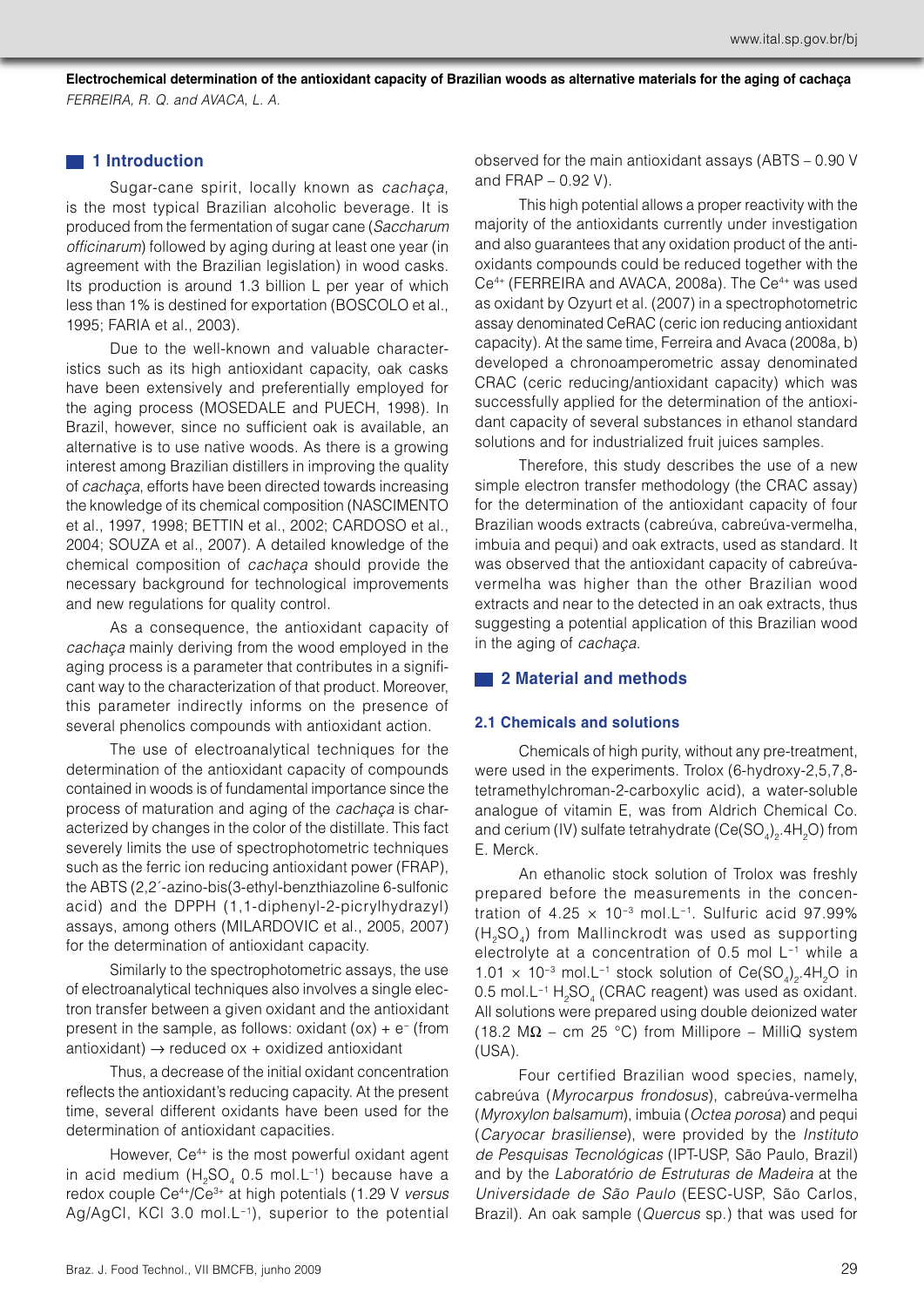## 1 Introduction

Sugar-cane spirit, locally known as *cachaça*, is the most typical Brazilian alcoholic beverage. It is produced from the fermentation of sugar cane (*Saccharum officinarum*) followed by aging during at least one year (in agreement with the Brazilian legislation) in wood casks. Its production is around 1.3 billion L per year of which less than 1% is destined for exportation (BOSCOLO et al., 1995; FARIA et al., 2003).

Due to the well-known and valuable characteristics such as its high antioxidant capacity, oak casks have been extensively and preferentially employed for the aging process (MOSEDALE and PUECH, 1998). In Brazil, however, since no sufficient oak is available, an alternative is to use native woods. As there is a growing interest among Brazilian distillers in improving the quality of *cachaça*, efforts have been directed towards increasing the knowledge of its chemical composition (NASCIMENTO et al., 1997, 1998; BETTIN et al., 2002; CARDOSO et al., 2004; SOUZA et al., 2007). A detailed knowledge of the chemical composition of *cachaça* should provide the necessary background for technological improvements and new regulations for quality control.

As a consequence, the antioxidant capacity of *cachaça* mainly deriving from the wood employed in the aging process is a parameter that contributes in a significant way to the characterization of that product. Moreover, this parameter indirectly informs on the presence of several phenolics compounds with antioxidant action.

The use of electroanalytical techniques for the determination of the antioxidant capacity of compounds contained in woods is of fundamental importance since the process of maturation and aging of the *cachaça* is characterized by changes in the color of the distillate. This fact severely limits the use of spectrophotometric techniques such as the ferric ion reducing antioxidant power (FRAP), the ABTS (2,2´-azino-bis(3-ethyl-benzthiazoline 6-sulfonic acid) and the DPPH (1,1-diphenyl-2-picrylhydrazyl) assays, among others (MILARDOVIC et al., 2005, 2007) for the determination of antioxidant capacity.

Similarly to the spectrophotometric assays, the use of electroanalytical techniques also involves a single electron transfer between a given oxidant and the antioxidant present in the sample, as follows: oxidant (ox) + $e^-$ (from antioxidant) → reduced ox + oxidized antioxidant

Thus, a decrease of the initial oxidant concentration reflects the antioxidant's reducing capacity. At the present time, several different oxidants have been used for the determination of antioxidant capacities.

However, $Ce^{4+}$ is the most powerful oxidant agent in acid medium ($H_2SO_4$ 0.5 mol.L$^{-1}$) because have a redox couple $Ce^{4+}/Ce^{3+}$ at high potentials (1.29 V *versus* Ag/AgCl, KCl 3.0 mol.L$^{-1}$), superior to the potential observed for the main antioxidant assays (ABTS – 0.90 V and FRAP – 0.92 V).

This high potential allows a proper reactivity with the majority of the antioxidants currently under investigation and also guarantees that any oxidation product of the antioxidants compounds could be reduced together with the $Ce^{4+}$ (FERREIRA and AVACA, 2008a). The $Ce^{4+}$ was used as oxidant by Ozyurt et al. (2007) in a spectrophotometric assay denominated CeRAC (ceric ion reducing antioxidant capacity). At the same time, Ferreira and Avaca (2008a, b) developed a chronoamperometric assay denominated CRAC (ceric reducing/antioxidant capacity) which was successfully applied for the determination of the antioxidant capacity of several substances in ethanol standard solutions and for industrialized fruit juices samples.

Therefore, this study describes the use of a new simple electron transfer methodology (the CRAC assay) for the determination of the antioxidant capacity of four Brazilian woods extracts (cabreúva, cabreúva-vermelha, imbuia and pequi) and oak extracts, used as standard. It was observed that the antioxidant capacity of cabreúva-vermelha was higher than the other Brazilian wood extracts and near to the detected in an oak extracts, thus suggesting a potential application of this Brazilian wood in the aging of *cachaça*.

## 2 Material and methods

### 2.1 Chemicals and solutions

Chemicals of high purity, without any pre-treatment, were used in the experiments. Trolox (6-hydroxy-2,5,7,8-tetramethylchroman-2-carboxylic acid), a water-soluble analogue of vitamin E, was from Aldrich Chemical Co. and cerium (IV) sulfate tetrahydrate ($Ce(SO_4)_2.4H_2O$) from E. Merck.

An ethanolic stock solution of Trolox was freshly prepared before the measurements in the concentration of $4.25 \times 10^{-3}$ mol.L$^{-1}$. Sulfuric acid 97.99% ($H_2SO_4$) from Mallinckrodt was used as supporting electrolyte at a concentration of 0.5 mol L$^{-1}$ while a $1.01 \times 10^{-3}$ mol.L$^{-1}$ stock solution of $Ce(SO_4)_2.4H_2O$ in 0.5 mol.L$^{-1}$ $H_2SO_4$ (CRAC reagent) was used as oxidant. All solutions were prepared using double deionized water (18.2 MΩ – cm 25 °C) from Millipore – MilliQ system (USA).

Four certified Brazilian wood species, namely, cabreúva (*Myrocarpus frondosus*), cabreúva-vermelha (*Myroxylon balsamum*), imbuia (*Octea porosa*) and pequi (*Caryocar brasiliense*), were provided by the *Instituto de Pesquisas Tecnológicas* (IPT-USP, São Paulo, Brazil) and by the *Laboratório de Estruturas de Madeira* at the *Universidade de São Paulo* (EESC-USP, São Carlos, Brazil). An oak sample (*Quercus* sp.) that was used for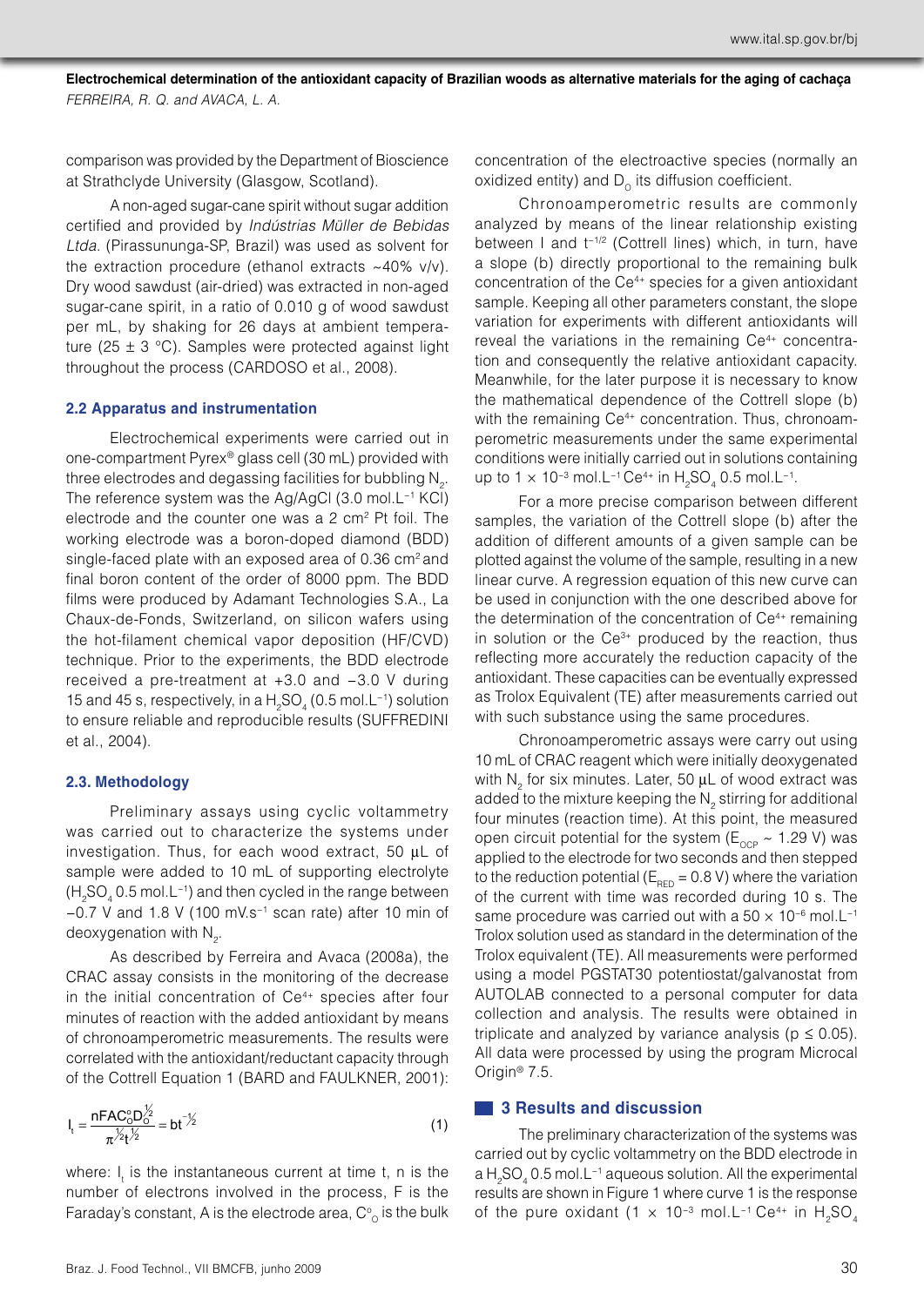comparison was provided by the Department of Bioscience at Strathclyde University (Glasgow, Scotland).

A non-aged sugar-cane spirit without sugar addition certified and provided by *Indústrias Müller de Bebidas Ltda.* (Pirassununga-SP, Brazil) was used as solvent for the extraction procedure (ethanol extracts ~40% v/v). Dry wood sawdust (air-dried) was extracted in non-aged sugar-cane spirit, in a ratio of 0.010 g of wood sawdust per mL, by shaking for 26 days at ambient temperature (25 ± 3 °C). Samples were protected against light throughout the process (CARDOSO et al., 2008).

### 2.2 Apparatus and instrumentation

Electrochemical experiments were carried out in one-compartment Pyrex® glass cell (30 mL) provided with three electrodes and degassing facilities for bubbling $N_2$. The reference system was the Ag/AgCl (3.0 mol.L$^{-1}$ KCl) electrode and the counter one was a 2 cm$^2$ Pt foil. The working electrode was a boron-doped diamond (BDD) single-faced plate with an exposed area of 0.36 cm$^2$ and final boron content of the order of 8000 ppm. The BDD films were produced by Adamant Technologies S.A., La Chaux-de-Fonds, Switzerland, on silicon wafers using the hot-filament chemical vapor deposition (HF/CVD) technique. Prior to the experiments, the BDD electrode received a pre-treatment at +3.0 and −3.0 V during 15 and 45 s, respectively, in a $H_2SO_4$ (0.5 mol.L$^{-1}$) solution to ensure reliable and reproducible results (SUFFREDINI et al., 2004).

### 2.3. Methodology

Preliminary assays using cyclic voltammetry was carried out to characterize the systems under investigation. Thus, for each wood extract, 50 μL of sample were added to 10 mL of supporting electrolyte ($H_2SO_4$ 0.5 mol.L$^{-1}$) and then cycled in the range between −0.7 V and 1.8 V (100 mV.s$^{-1}$ scan rate) after 10 min of deoxygenation with $N_2$.

As described by Ferreira and Avaca (2008a), the CRAC assay consists in the monitoring of the decrease in the initial concentration of $Ce^{4+}$ species after four minutes of reaction with the added antioxidant by means of chronoamperometric measurements. The results were correlated with the antioxidant/reductant capacity through of the Cottrell Equation 1 (BARD and FAULKNER, 2001):

$$I_t = \frac{nFAC_O^o D_O^{1/2}}{\pi^{1/2} t^{1/2}} = bt^{-1/2} \qquad (1)$$

where: $I_t$ is the instantaneous current at time t, n is the number of electrons involved in the process, F is the Faraday's constant, A is the electrode area, $C_O^o$ is the bulk concentration of the electroactive species (normally an oxidized entity) and $D_O$ its diffusion coefficient.

Chronoamperometric results are commonly analyzed by means of the linear relationship existing between I and $t^{-1/2}$ (Cottrell lines) which, in turn, have a slope (b) directly proportional to the remaining bulk concentration of the $Ce^{4+}$ species for a given antioxidant sample. Keeping all other parameters constant, the slope variation for experiments with different antioxidants will reveal the variations in the remaining $Ce^{4+}$ concentration and consequently the relative antioxidant capacity. Meanwhile, for the later purpose it is necessary to know the mathematical dependence of the Cottrell slope (b) with the remaining $Ce^{4+}$ concentration. Thus, chronoamperometric measurements under the same experimental conditions were initially carried out in solutions containing up to $1 \times 10^{-3}$ mol.L$^{-1}$ $Ce^{4+}$ in $H_2SO_4$ 0.5 mol.L$^{-1}$.

For a more precise comparison between different samples, the variation of the Cottrell slope (b) after the addition of different amounts of a given sample can be plotted against the volume of the sample, resulting in a new linear curve. A regression equation of this new curve can be used in conjunction with the one described above for the determination of the concentration of $Ce^{4+}$ remaining in solution or the $Ce^{3+}$ produced by the reaction, thus reflecting more accurately the reduction capacity of the antioxidant. These capacities can be eventually expressed as Trolox Equivalent (TE) after measurements carried out with such substance using the same procedures.

Chronoamperometric assays were carry out using 10 mL of CRAC reagent which were initially deoxygenated with $N_2$ for six minutes. Later, 50 μL of wood extract was added to the mixture keeping the $N_2$ stirring for additional four minutes (reaction time). At this point, the measured open circuit potential for the system ($E_{OCP}$ ~ 1.29 V) was applied to the electrode for two seconds and then stepped to the reduction potential ($E_{RED}$ = 0.8 V) where the variation of the current with time was recorded during 10 s. The same procedure was carried out with a $50 \times 10^{-6}$ mol.L$^{-1}$ Trolox solution used as standard in the determination of the Trolox equivalent (TE). All measurements were performed using a model PGSTAT30 potentiostat/galvanostat from AUTOLAB connected to a personal computer for data collection and analysis. The results were obtained in triplicate and analyzed by variance analysis ($p \leq 0.05$). All data were processed by using the program Microcal Origin® 7.5.

## 3 Results and discussion

The preliminary characterization of the systems was carried out by cyclic voltammetry on the BDD electrode in a $H_2SO_4$ 0.5 mol.L$^{-1}$ aqueous solution. All the experimental results are shown in Figure 1 where curve 1 is the response of the pure oxidant ($1 \times 10^{-3}$ mol.L$^{-1}$ $Ce^{4+}$ in $H_2SO_4$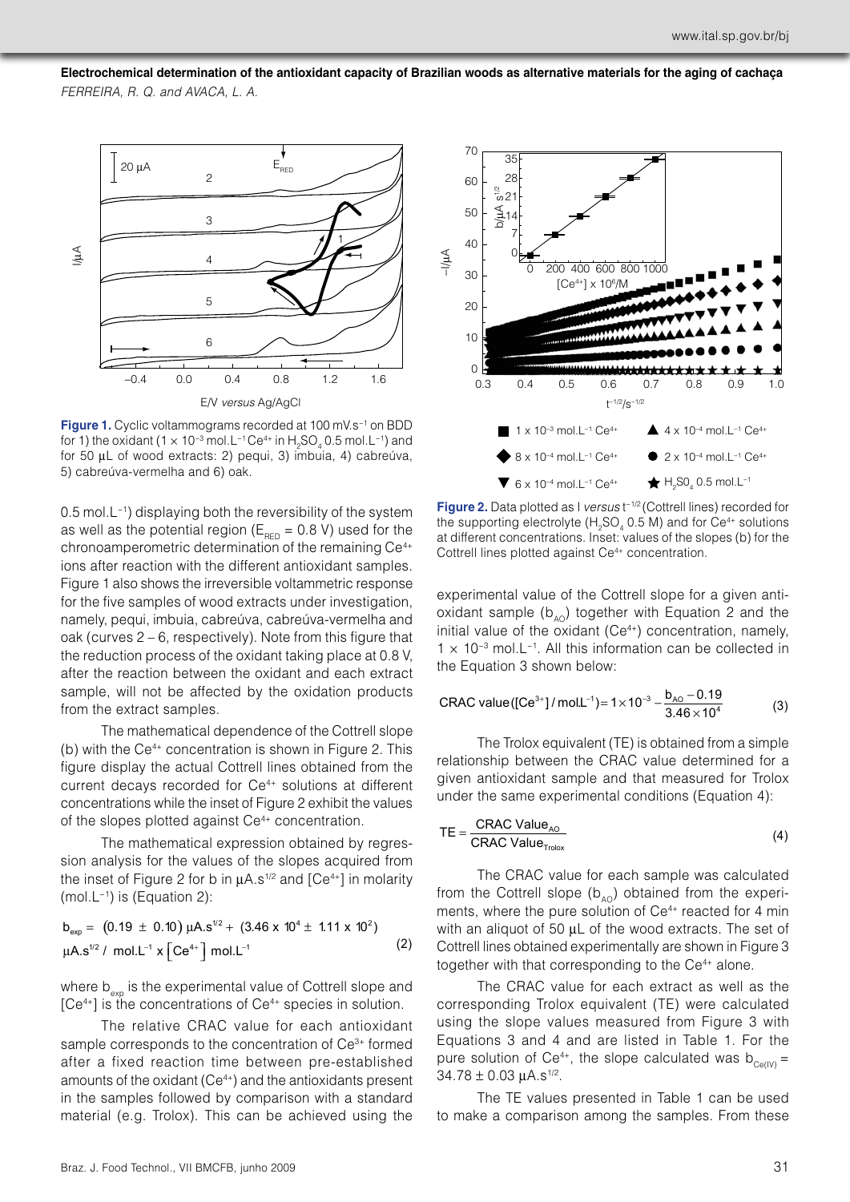20 μA

$E_{RED}$

2

3

4

5

6

1

I/μA

–0.4 0.0 0.4 0.8 1.2 1.6

E/V *versus* Ag/AgCl

**Figure 1.** Cyclic voltammograms recorded at 100 mV.s$^{-1}$ on BDD for 1) the oxidant ($1 \times 10^{-3}$ mol.L$^{-1}$ $Ce^{4+}$ in $H_2SO_4$ 0.5 mol.L$^{-1}$) and for 50 μL of wood extracts: 2) pequi, 3) imbuia, 4) cabreúva, 5) cabreúva-vermelha and 6) oak.

0.5 mol.L$^{-1}$) displaying both the reversibility of the system as well as the potential region ($E_{RED}$ = 0.8 V) used for the chronoamperometric determination of the remaining $Ce^{4+}$ ions after reaction with the different antioxidant samples. Figure 1 also shows the irreversible voltammetric response for the five samples of wood extracts under investigation, namely, pequi, imbuia, cabreúva, cabreúva-vermelha and oak (curves 2 – 6, respectively). Note from this figure that the reduction process of the oxidant taking place at 0.8 V, after the reaction between the oxidant and each extract sample, will not be affected by the oxidation products from the extract samples.

The mathematical dependence of the Cottrell slope (b) with the $Ce^{4+}$ concentration is shown in Figure 2. This figure display the actual Cottrell lines obtained from the current decays recorded for $Ce^{4+}$ solutions at different concentrations while the inset of Figure 2 exhibit the values of the slopes plotted against $Ce^{4+}$ concentration.

The mathematical expression obtained by regression analysis for the values of the slopes acquired from the inset of Figure 2 for b in μA.s$^{1/2}$ and [$Ce^{4+}$] in molarity (mol.L$^{-1}$) is (Equation 2):

$$b_{exp} = (0.19 \pm 0.10)\ \mu A.s^{1/2} + (3.46 \times 10^4 \pm 1.11 \times 10^2)\ \mu A.s^{1/2} / \ mol.L^{-1} \times \left[Ce^{4+}\right] mol.L^{-1} \qquad (2)$$

where $b_{exp}$ is the experimental value of Cottrell slope and [$Ce^{4+}$] is the concentrations of $Ce^{4+}$ species in solution.

The relative CRAC value for each antioxidant sample corresponds to the concentration of $Ce^{3+}$ formed after a fixed reaction time between pre-established amounts of the oxidant ($Ce^{4+}$) and the antioxidants present in the samples followed by comparison with a standard material (e.g. Trolox). This can be achieved using the

70

60

50

40

30

20

10

0

–I/μA

35

28

21

14

7

0

b/μA s$^{1/2}$

0 200 400 600 800 1000

[$Ce^{4+}$] x $10^6$/M

0.3 0.4 0.5 0.6 0.7 0.8 0.9 1.0

$t^{-1/2}$/$s^{-1/2}$

■ $1 \times 10^{-3}$ mol.L$^{-1}$ $Ce^{4+}$ ▲ $4 \times 10^{-4}$ mol.L$^{-1}$ $Ce^{4+}$

◆ $8 \times 10^{-4}$ mol.L$^{-1}$ $Ce^{4+}$ ● $2 \times 10^{-4}$ mol.L$^{-1}$ $Ce^{4+}$

▼ $6 \times 10^{-4}$ mol.L$^{-1}$ $Ce^{4+}$ ★ $H_2SO_4$ 0.5 mol.L$^{-1}$

**Figure 2.** Data plotted as I *versus* $t^{-1/2}$ (Cottrell lines) recorded for the supporting electrolyte ($H_2SO_4$ 0.5 M) and for $Ce^{4+}$ solutions at different concentrations. Inset: values of the slopes (b) for the Cottrell lines plotted against $Ce^{4+}$ concentration.

experimental value of the Cottrell slope for a given antioxidant sample ($b_{AO}$) together with Equation 2 and the initial value of the oxidant ($Ce^{4+}$) concentration, namely, $1 \times 10^{-3}$ mol.L$^{-1}$. All this information can be collected in the Equation 3 shown below:

$$\text{CRAC value}([Ce^{3+}] / \text{mol.L}^{-1}) = 1 \times 10^{-3} - \frac{b_{AO} - 0.19}{3.46 \times 10^4} \qquad (3)$$

The Trolox equivalent (TE) is obtained from a simple relationship between the CRAC value determined for a given antioxidant sample and that measured for Trolox under the same experimental conditions (Equation 4):

$$TE = \frac{\text{CRAC Value}_{AO}}{\text{CRAC Value}_{Trolox}} \qquad (4)$$

The CRAC value for each sample was calculated from the Cottrell slope ($b_{AO}$) obtained from the experiments, where the pure solution of $Ce^{4+}$ reacted for 4 min with an aliquot of 50 μL of the wood extracts. The set of Cottrell lines obtained experimentally are shown in Figure 3 together with that corresponding to the $Ce^{4+}$ alone.

The CRAC value for each extract as well as the corresponding Trolox equivalent (TE) were calculated using the slope values measured from Figure 3 with Equations 3 and 4 and are listed in Table 1. For the pure solution of $Ce^{4+}$, the slope calculated was $b_{Ce(IV)}$ = 34.78 ± 0.03 μA.s$^{1/2}$.

The TE values presented in Table 1 can be used to make a comparison among the samples. From these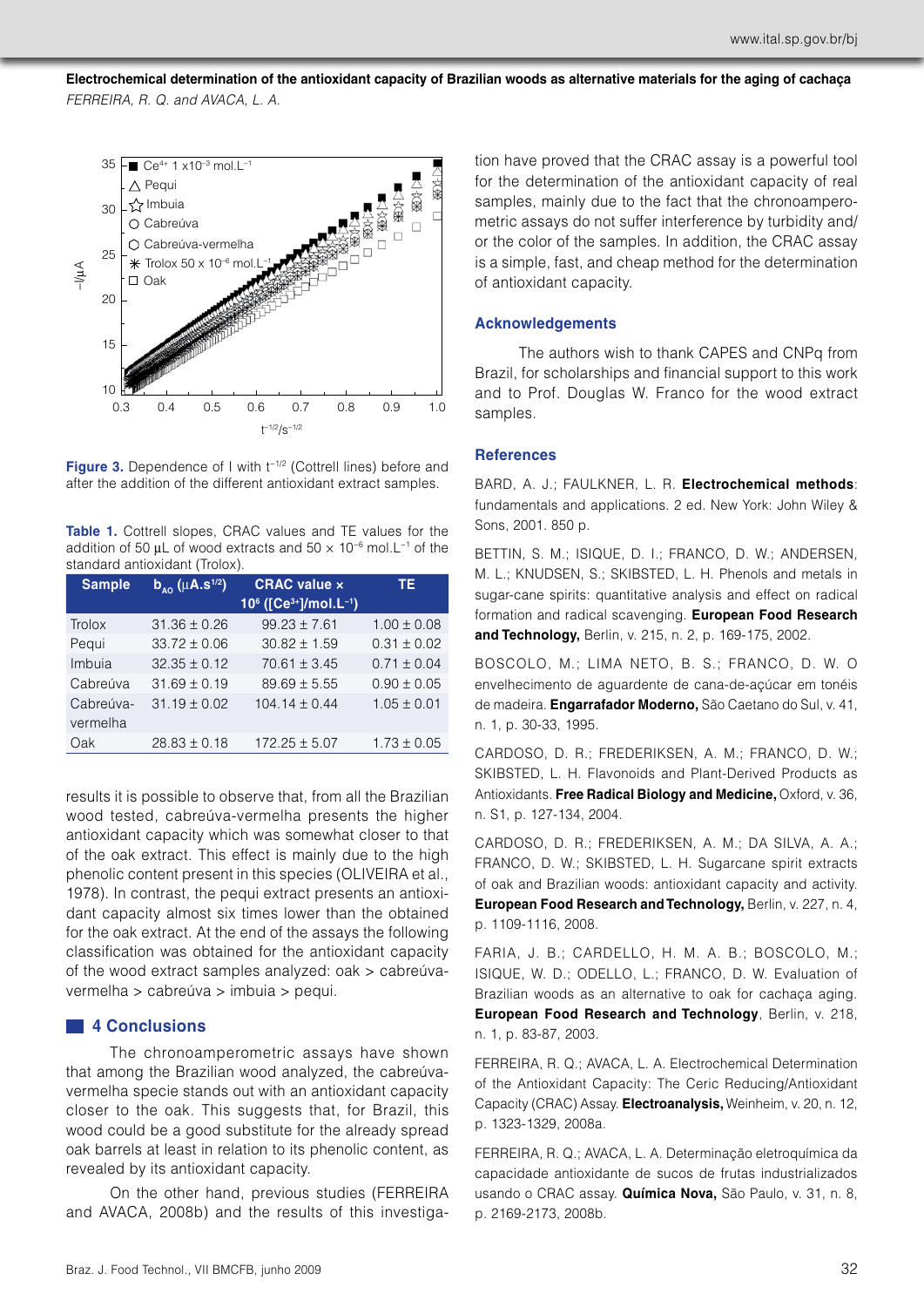35
■ $Ce^{4+}$ 1 x$10^{-3}$ mol.$L^{-1}$
△ Pequi
☆ Imbuia
○ Cabreúva
⬡ Cabreúva-vermelha
✳ Trolox 50 x $10^{-6}$ mol.$L^{-1}$
□ Oak
30
25
20
15
10
–I/μA
0.3
0.4
0.5
0.6
0.7
0.8
0.9
1.0
$t^{-1/2}/s^{-1/2}$

**Figure 3.** Dependence of I with $t^{-1/2}$ (Cottrell lines) before and after the addition of the different antioxidant extract samples.

**Table 1.** Cottrell slopes, CRAC values and TE values for the addition of 50 μL of wood extracts and 50 × $10^{-6}$ mol.$L^{-1}$ of the standard antioxidant (Trolox).

| Sample | $b_{AO}$ ($\mu A.s^{1/2}$) | CRAC value × $10^6$ ([$Ce^{3+}$]/mol.$L^{-1}$) | TE |
|---|---|---|---|
| Trolox | 31.36 ± 0.26 | 99.23 ± 7.61 | 1.00 ± 0.08 |
| Pequi | 33.72 ± 0.06 | 30.82 ± 1.59 | 0.31 ± 0.02 |
| Imbuia | 32.35 ± 0.12 | 70.61 ± 3.45 | 0.71 ± 0.04 |
| Cabreúva | 31.69 ± 0.19 | 89.69 ± 5.55 | 0.90 ± 0.05 |
| Cabreúva-vermelha | 31.19 ± 0.02 | 104.14 ± 0.44 | 1.05 ± 0.01 |
| Oak | 28.83 ± 0.18 | 172.25 ± 5.07 | 1.73 ± 0.05 |

results it is possible to observe that, from all the Brazilian wood tested, cabreúva-vermelha presents the higher antioxidant capacity which was somewhat closer to that of the oak extract. This effect is mainly due to the high phenolic content present in this species (OLIVEIRA et al., 1978). In contrast, the pequi extract presents an antioxidant capacity almost six times lower than the obtained for the oak extract. At the end of the assays the following classification was obtained for the antioxidant capacity of the wood extract samples analyzed: oak > cabreúva-vermelha > cabreúva > imbuia > pequi.

## 4 Conclusions

The chronoamperometric assays have shown that among the Brazilian wood analyzed, the cabreúva-vermelha specie stands out with an antioxidant capacity closer to the oak. This suggests that, for Brazil, this wood could be a good substitute for the already spread oak barrels at least in relation to its phenolic content, as revealed by its antioxidant capacity.

On the other hand, previous studies (FERREIRA and AVACA, 2008b) and the results of this investigation have proved that the CRAC assay is a powerful tool for the determination of the antioxidant capacity of real samples, mainly due to the fact that the chronoamperometric assays do not suffer interference by turbidity and/or the color of the samples. In addition, the CRAC assay is a simple, fast, and cheap method for the determination of antioxidant capacity.

## Acknowledgements

The authors wish to thank CAPES and CNPq from Brazil, for scholarships and financial support to this work and to Prof. Douglas W. Franco for the wood extract samples.

## References

BARD, A. J.; FAULKNER, L. R. **Electrochemical methods**: fundamentals and applications. 2 ed. New York: John Wiley & Sons, 2001. 850 p.

BETTIN, S. M.; ISIQUE, D. I.; FRANCO, D. W.; ANDERSEN, M. L.; KNUDSEN, S.; SKIBSTED, L. H. Phenols and metals in sugar-cane spirits: quantitative analysis and effect on radical formation and radical scavenging. **European Food Research and Technology,** Berlin, v. 215, n. 2, p. 169-175, 2002.

BOSCOLO, M.; LIMA NETO, B. S.; FRANCO, D. W. O envelhecimento de aguardente de cana-de-açúcar em tonéis de madeira. **Engarrafador Moderno,** São Caetano do Sul, v. 41, n. 1, p. 30-33, 1995.

CARDOSO, D. R.; FREDERIKSEN, A. M.; FRANCO, D. W.; SKIBSTED, L. H. Flavonoids and Plant-Derived Products as Antioxidants. **Free Radical Biology and Medicine,** Oxford, v. 36, n. S1, p. 127-134, 2004.

CARDOSO, D. R.; FREDERIKSEN, A. M.; DA SILVA, A. A.; FRANCO, D. W.; SKIBSTED, L. H. Sugarcane spirit extracts of oak and Brazilian woods: antioxidant capacity and activity. **European Food Research and Technology,** Berlin, v. 227, n. 4, p. 1109-1116, 2008.

FARIA, J. B.; CARDELLO, H. M. A. B.; BOSCOLO, M.; ISIQUE, W. D.; ODELLO, L.; FRANCO, D. W. Evaluation of Brazilian woods as an alternative to oak for cachaça aging. **European Food Research and Technology**, Berlin, v. 218, n. 1, p. 83-87, 2003.

FERREIRA, R. Q.; AVACA, L. A. Electrochemical Determination of the Antioxidant Capacity: The Ceric Reducing/Antioxidant Capacity (CRAC) Assay. **Electroanalysis,** Weinheim, v. 20, n. 12, p. 1323-1329, 2008a.

FERREIRA, R. Q.; AVACA, L. A. Determinação eletroquímica da capacidade antioxidante de sucos de frutas industrializados usando o CRAC assay. **Química Nova,** São Paulo, v. 31, n. 8, p. 2169-2173, 2008b.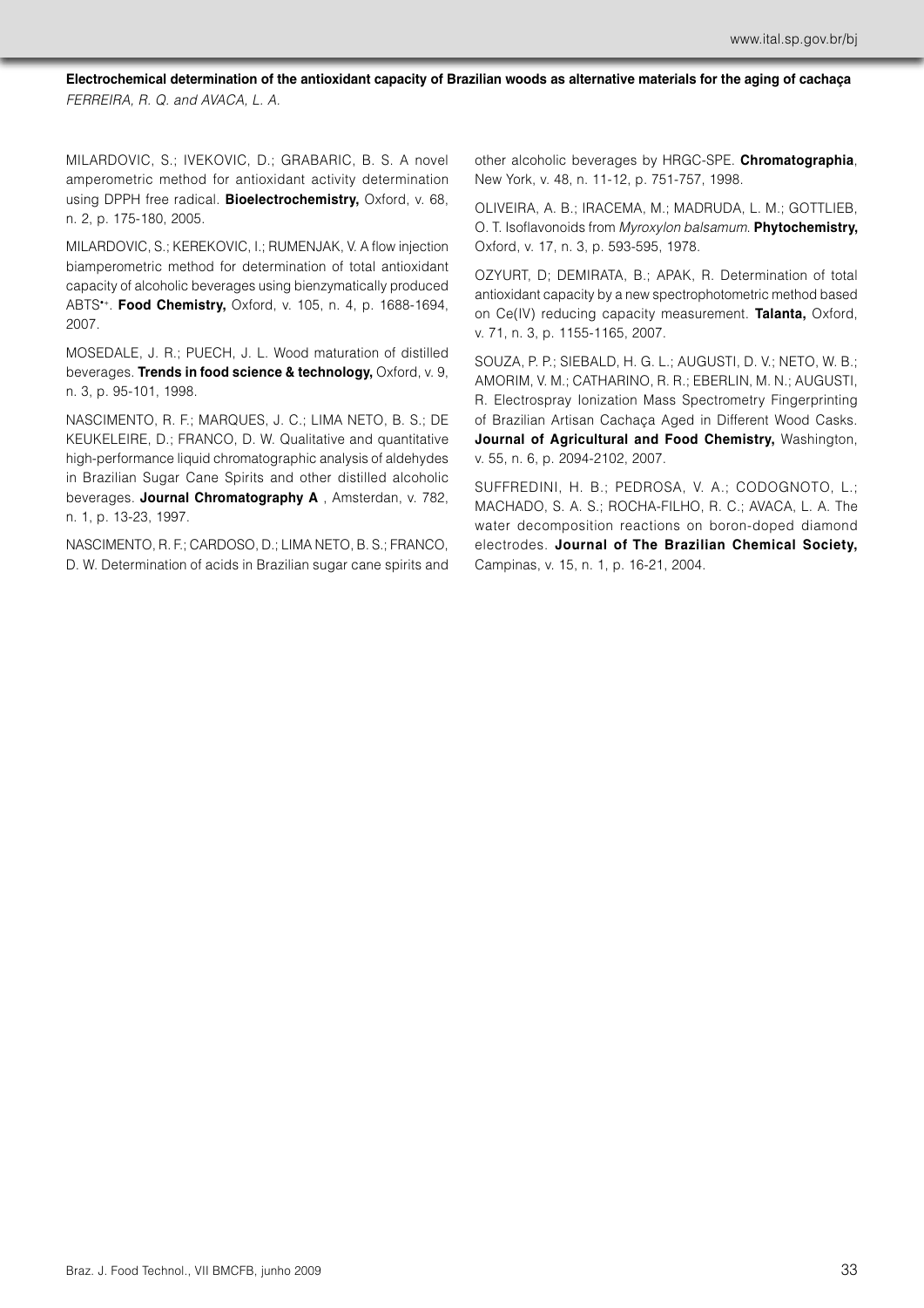MILARDOVIC, S.; IVEKOVIC, D.; GRABARIC, B. S. A novel amperometric method for antioxidant activity determination using DPPH free radical. **Bioelectrochemistry,** Oxford, v. 68, n. 2, p. 175-180, 2005.

MILARDOVIC, S.; KEREKOVIC, I.; RUMENJAK, V. A flow injection biamperometric method for determination of total antioxidant capacity of alcoholic beverages using bienzymatically produced $ABTS^{\bullet+}$. **Food Chemistry,** Oxford, v. 105, n. 4, p. 1688-1694, 2007.

MOSEDALE, J. R.; PUECH, J. L. Wood maturation of distilled beverages. **Trends in food science & technology,** Oxford, v. 9, n. 3, p. 95-101, 1998.

NASCIMENTO, R. F.; MARQUES, J. C.; LIMA NETO, B. S.; DE KEUKELEIRE, D.; FRANCO, D. W. Qualitative and quantitative high-performance liquid chromatographic analysis of aldehydes in Brazilian Sugar Cane Spirits and other distilled alcoholic beverages. **Journal Chromatography A** , Amsterdan, v. 782, n. 1, p. 13-23, 1997.

NASCIMENTO, R. F.; CARDOSO, D.; LIMA NETO, B. S.; FRANCO, D. W. Determination of acids in Brazilian sugar cane spirits and other alcoholic beverages by HRGC-SPE. **Chromatographia**, New York, v. 48, n. 11-12, p. 751-757, 1998.

OLIVEIRA, A. B.; IRACEMA, M.; MADRUDA, L. M.; GOTTLIEB, O. T. Isoflavonoids from *Myroxylon balsamum.* **Phytochemistry,** Oxford, v. 17, n. 3, p. 593-595, 1978.

OZYURT, D; DEMIRATA, B.; APAK, R. Determination of total antioxidant capacity by a new spectrophotometric method based on Ce(IV) reducing capacity measurement. **Talanta,** Oxford, v. 71, n. 3, p. 1155-1165, 2007.

SOUZA, P. P.; SIEBALD, H. G. L.; AUGUSTI, D. V.; NETO, W. B.; AMORIM, V. M.; CATHARINO, R. R.; EBERLIN, M. N.; AUGUSTI, R. Electrospray Ionization Mass Spectrometry Fingerprinting of Brazilian Artisan Cachaça Aged in Different Wood Casks. **Journal of Agricultural and Food Chemistry,** Washington, v. 55, n. 6, p. 2094-2102, 2007.

SUFFREDINI, H. B.; PEDROSA, V. A.; CODOGNOTO, L.; MACHADO, S. A. S.; ROCHA-FILHO, R. C.; AVACA, L. A. The water decomposition reactions on boron-doped diamond electrodes. **Journal of The Brazilian Chemical Society,** Campinas, v. 15, n. 1, p. 16-21, 2004.